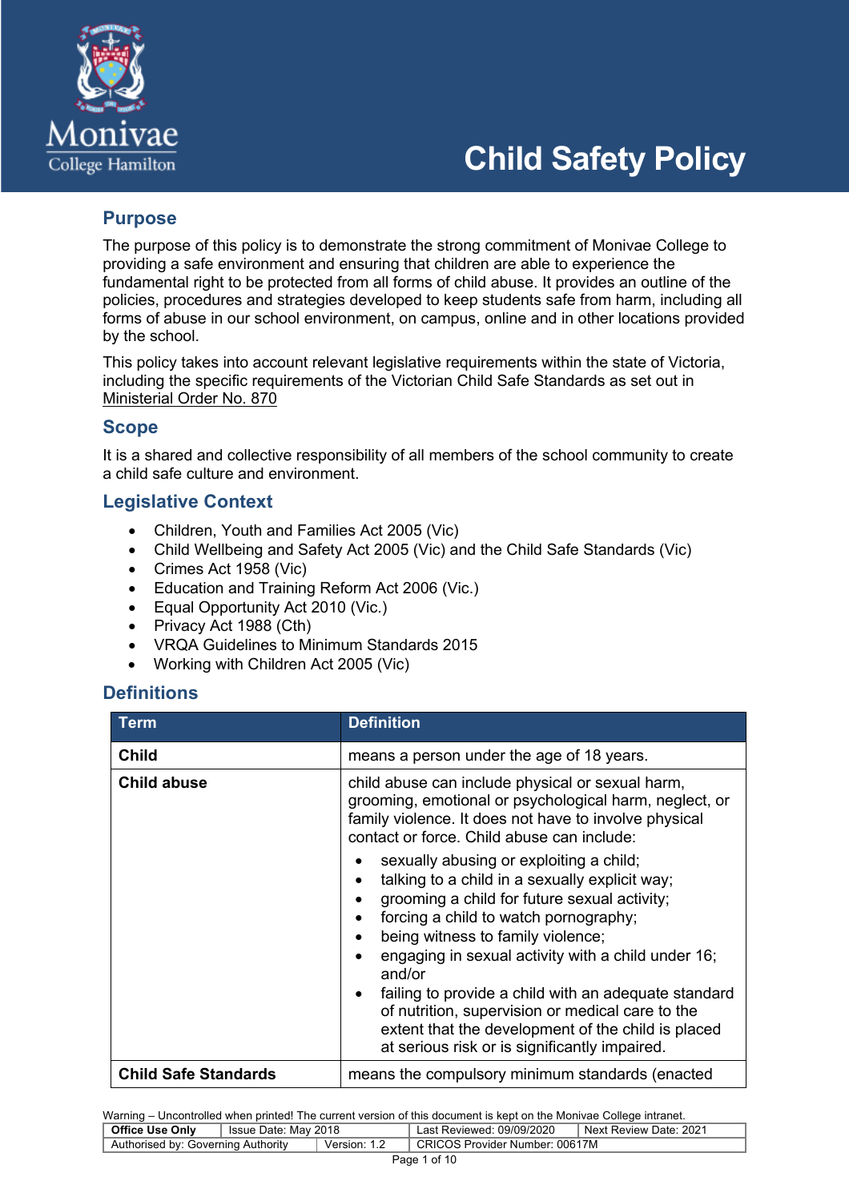# Child Safety Policy

## Purpose

The purpose of this policy is to demonstrate the strong commitment of Monivae College to providing a safe environment and ensuring that children are able to experience the fundamental right to be protected from all forms of child abuse. It provides an outline of the policies, procedures and strategies developed to keep students safe from harm, including all forms of abuse in our school environment, on campus, online and in other locations provided by the school.

This policy takes into account relevant legislative requirements within the state of Victoria, including the specific requirements of the Victorian Child Safe Standards as set out in Ministerial Order No. 870

## Scope

It is a shared and collective responsibility of all members of the school community to create a child safe culture and environment.

## Legislative Context

- Children, Youth and Families Act 2005 (Vic)
- Child Wellbeing and Safety Act 2005 (Vic) and the Child Safe Standards (Vic)
- Crimes Act 1958 (Vic)
- Education and Training Reform Act 2006 (Vic.)
- Equal Opportunity Act 2010 (Vic.)
- Privacy Act 1988 (Cth)
- VRQA Guidelines to Minimum Standards 2015
- Working with Children Act 2005 (Vic)

## Definitions

| Term | Definition |
|---|---|
| **Child** | means a person under the age of 18 years. |
| **Child abuse** | child abuse can include physical or sexual harm, grooming, emotional or psychological harm, neglect, or family violence. It does not have to involve physical contact or force. Child abuse can include:<br>• sexually abusing or exploiting a child;<br>• talking to a child in a sexually explicit way;<br>• grooming a child for future sexual activity;<br>• forcing a child to watch pornography;<br>• being witness to family violence;<br>• engaging in sexual activity with a child under 16; and/or<br>• failing to provide a child with an adequate standard of nutrition, supervision or medical care to the extent that the development of the child is placed at serious risk or is significantly impaired. |
| **Child Safe Standards** | means the compulsory minimum standards (enacted |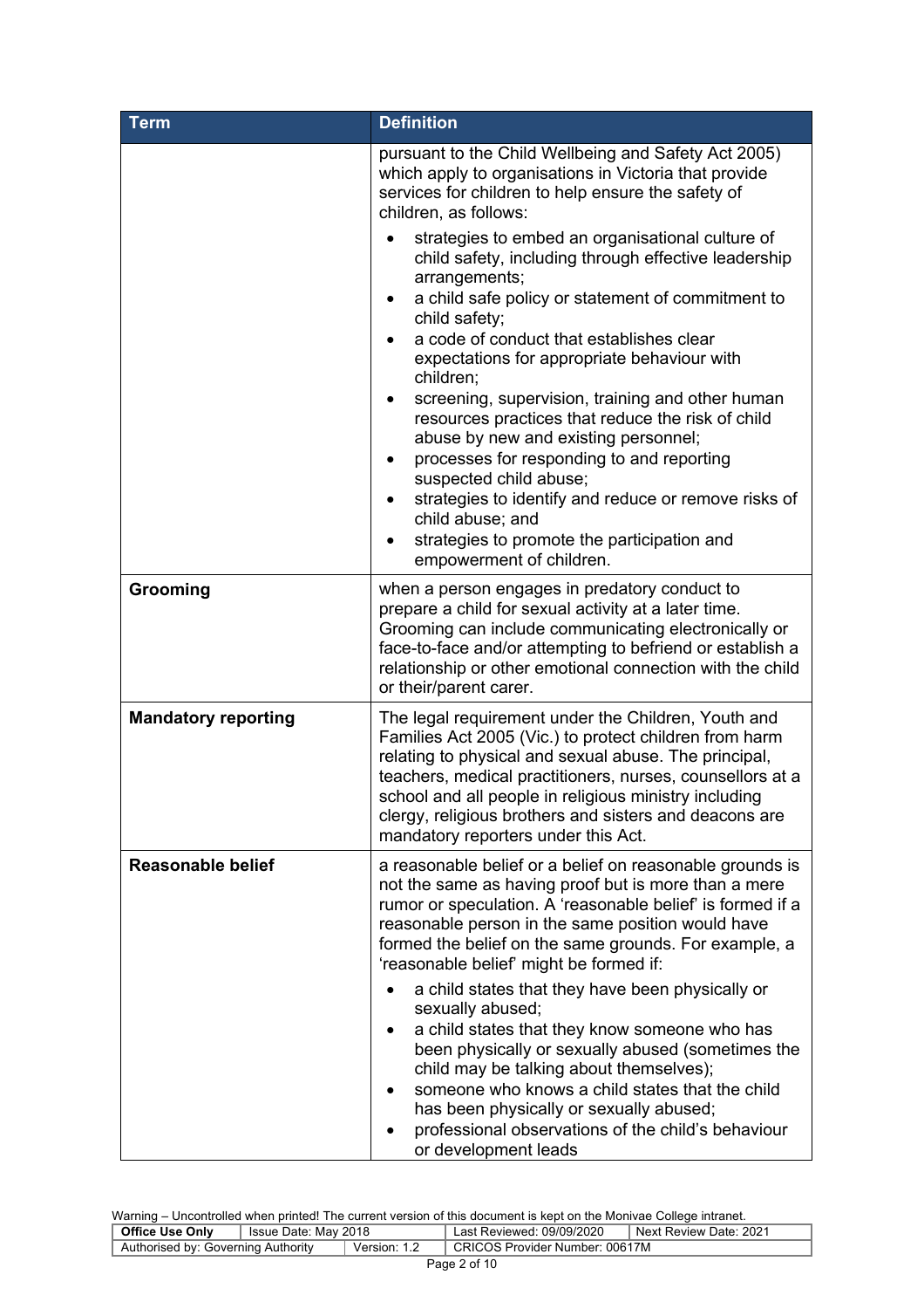| Term | Definition |
| --- | --- |
| | pursuant to the Child Wellbeing and Safety Act 2005) which apply to organisations in Victoria that provide services for children to help ensure the safety of children, as follows:<br>• strategies to embed an organisational culture of child safety, including through effective leadership arrangements;<br>• a child safe policy or statement of commitment to child safety;<br>• a code of conduct that establishes clear expectations for appropriate behaviour with children;<br>• screening, supervision, training and other human resources practices that reduce the risk of child abuse by new and existing personnel;<br>• processes for responding to and reporting suspected child abuse;<br>• strategies to identify and reduce or remove risks of child abuse; and<br>• strategies to promote the participation and empowerment of children. |
| **Grooming** | when a person engages in predatory conduct to prepare a child for sexual activity at a later time. Grooming can include communicating electronically or face-to-face and/or attempting to befriend or establish a relationship or other emotional connection with the child or their/parent carer. |
| **Mandatory reporting** | The legal requirement under the Children, Youth and Families Act 2005 (Vic.) to protect children from harm relating to physical and sexual abuse. The principal, teachers, medical practitioners, nurses, counsellors at a school and all people in religious ministry including clergy, religious brothers and sisters and deacons are mandatory reporters under this Act. |
| **Reasonable belief** | a reasonable belief or a belief on reasonable grounds is not the same as having proof but is more than a mere rumor or speculation. A 'reasonable belief' is formed if a reasonable person in the same position would have formed the belief on the same grounds. For example, a 'reasonable belief' might be formed if:<br>• a child states that they have been physically or sexually abused;<br>• a child states that they know someone who has been physically or sexually abused (sometimes the child may be talking about themselves);<br>• someone who knows a child states that the child has been physically or sexually abused;<br>• professional observations of the child's behaviour or development leads |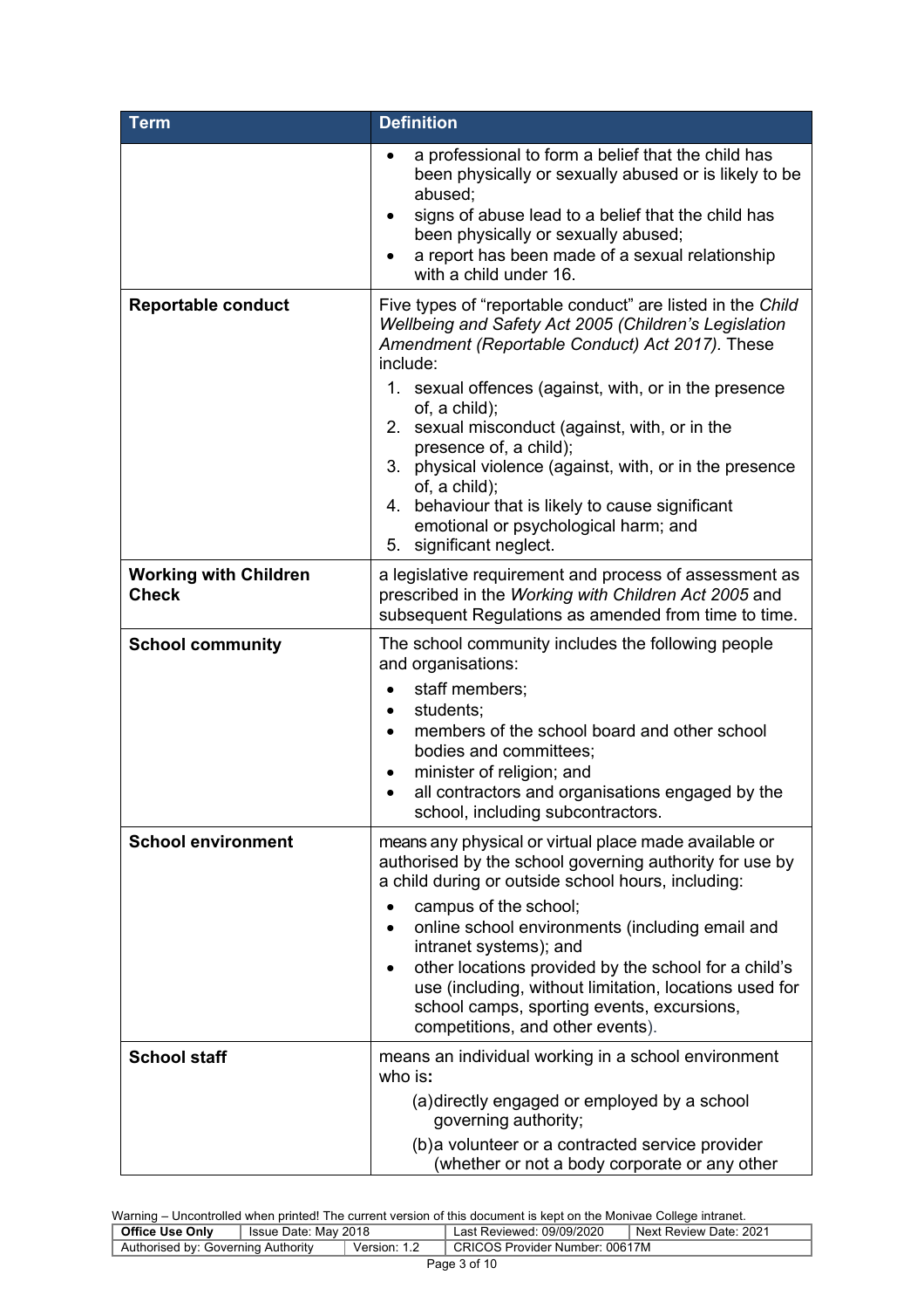| Term | Definition |
| --- | --- |
| | • a professional to form a belief that the child has been physically or sexually abused or is likely to be abused;<br>• signs of abuse lead to a belief that the child has been physically or sexually abused;<br>• a report has been made of a sexual relationship with a child under 16. |
| **Reportable conduct** | Five types of "reportable conduct" are listed in the *Child Wellbeing and Safety Act 2005 (Children's Legislation Amendment (Reportable Conduct) Act 2017).* These include:<br>1. sexual offences (against, with, or in the presence of, a child);<br>2. sexual misconduct (against, with, or in the presence of, a child);<br>3. physical violence (against, with, or in the presence of, a child);<br>4. behaviour that is likely to cause significant emotional or psychological harm; and<br>5. significant neglect. |
| **Working with Children Check** | a legislative requirement and process of assessment as prescribed in the *Working with Children Act 2005* and subsequent Regulations as amended from time to time. |
| **School community** | The school community includes the following people and organisations:<br>• staff members;<br>• students;<br>• members of the school board and other school bodies and committees;<br>• minister of religion; and<br>• all contractors and organisations engaged by the school, including subcontractors. |
| **School environment** | means any physical or virtual place made available or authorised by the school governing authority for use by a child during or outside school hours, including:<br>• campus of the school;<br>• online school environments (including email and intranet systems); and<br>• other locations provided by the school for a child's use (including, without limitation, locations used for school camps, sporting events, excursions, competitions, and other events). |
| **School staff** | means an individual working in a school environment who is:<br>(a) directly engaged or employed by a school governing authority;<br>(b) a volunteer or a contracted service provider (whether or not a body corporate or any other |

Warning – Uncontrolled when printed! The current version of this document is kept on the Monivae College intranet.

| **Office Use Only** | Issue Date: May 2018 | Last Reviewed: 09/09/2020 | Next Review Date: 2021 |
| --- | --- | --- | --- |
| Authorised by: Governing Authority | Version: 1.2 | CRICOS Provider Number: 00617M | |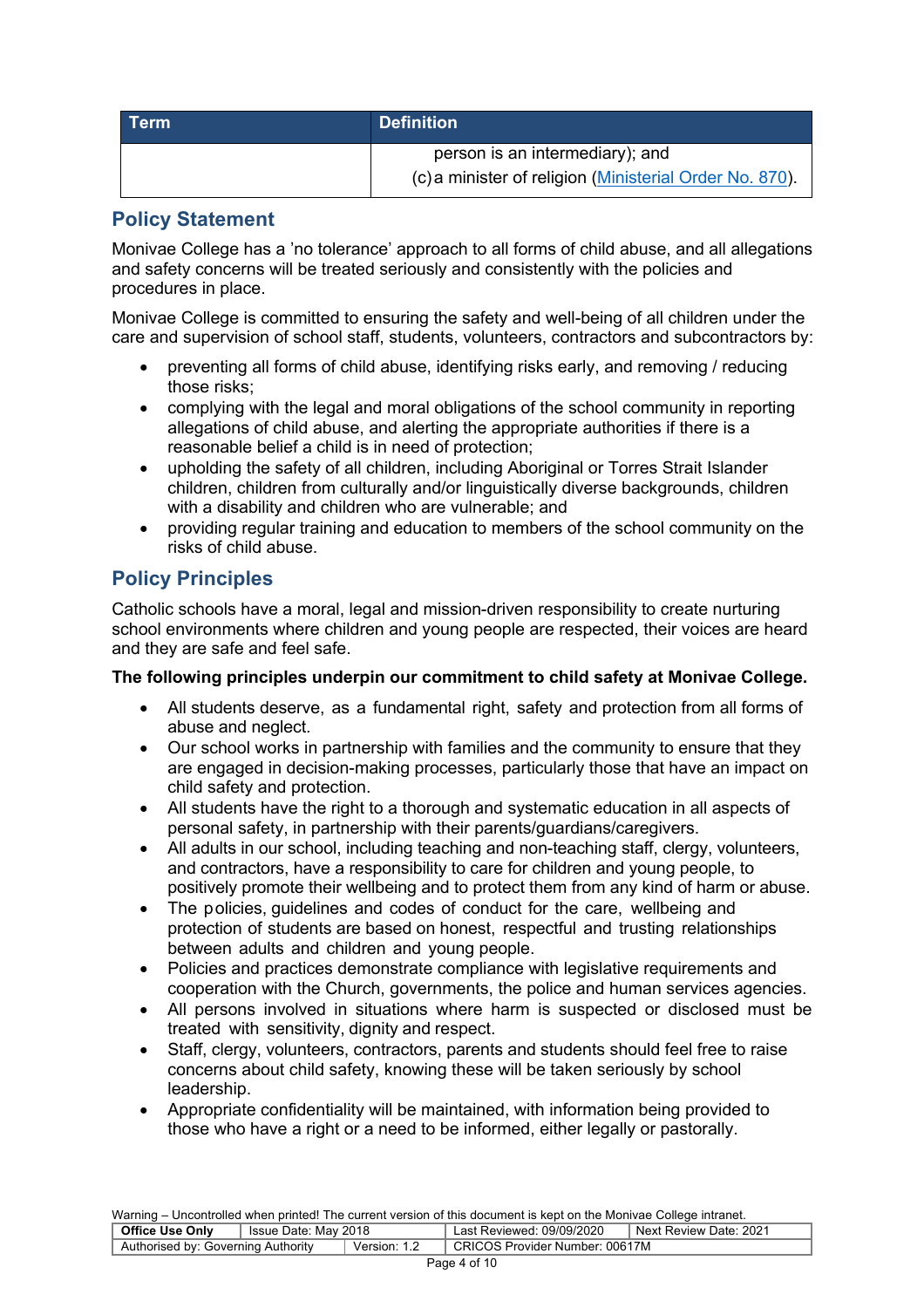| Term | Definition |
| --- | --- |
| | person is an intermediary); and<br>(c) a minister of religion (Ministerial Order No. 870). |

## Policy Statement

Monivae College has a 'no tolerance' approach to all forms of child abuse, and all allegations and safety concerns will be treated seriously and consistently with the policies and procedures in place.

Monivae College is committed to ensuring the safety and well-being of all children under the care and supervision of school staff, students, volunteers, contractors and subcontractors by:

- preventing all forms of child abuse, identifying risks early, and removing / reducing those risks;
- complying with the legal and moral obligations of the school community in reporting allegations of child abuse, and alerting the appropriate authorities if there is a reasonable belief a child is in need of protection;
- upholding the safety of all children, including Aboriginal or Torres Strait Islander children, children from culturally and/or linguistically diverse backgrounds, children with a disability and children who are vulnerable; and
- providing regular training and education to members of the school community on the risks of child abuse.

## Policy Principles

Catholic schools have a moral, legal and mission-driven responsibility to create nurturing school environments where children and young people are respected, their voices are heard and they are safe and feel safe.

**The following principles underpin our commitment to child safety at Monivae College.**

- All students deserve, as a fundamental right, safety and protection from all forms of abuse and neglect.
- Our school works in partnership with families and the community to ensure that they are engaged in decision-making processes, particularly those that have an impact on child safety and protection.
- All students have the right to a thorough and systematic education in all aspects of personal safety, in partnership with their parents/guardians/caregivers.
- All adults in our school, including teaching and non-teaching staff, clergy, volunteers, and contractors, have a responsibility to care for children and young people, to positively promote their wellbeing and to protect them from any kind of harm or abuse.
- The policies, guidelines and codes of conduct for the care, wellbeing and protection of students are based on honest, respectful and trusting relationships between adults and children and young people.
- Policies and practices demonstrate compliance with legislative requirements and cooperation with the Church, governments, the police and human services agencies.
- All persons involved in situations where harm is suspected or disclosed must be treated with sensitivity, dignity and respect.
- Staff, clergy, volunteers, contractors, parents and students should feel free to raise concerns about child safety, knowing these will be taken seriously by school leadership.
- Appropriate confidentiality will be maintained, with information being provided to those who have a right or a need to be informed, either legally or pastorally.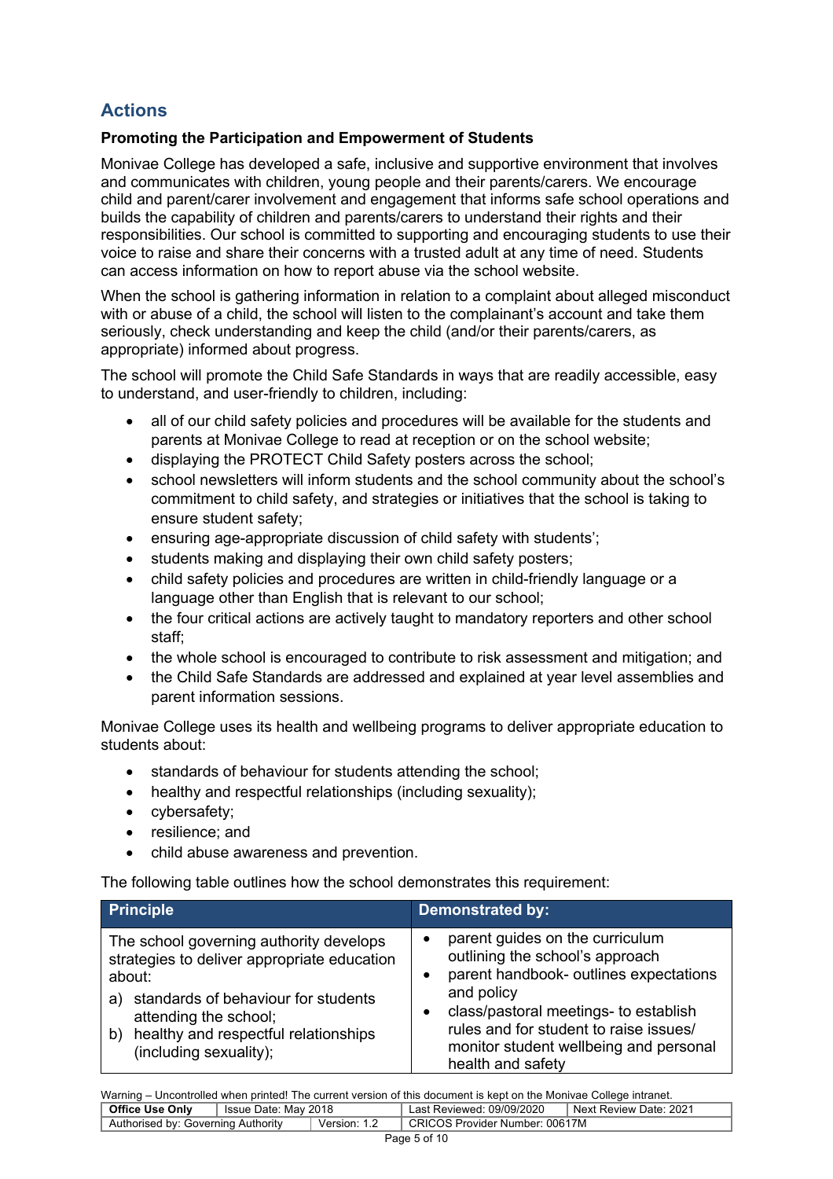## Actions

### Promoting the Participation and Empowerment of Students

Monivae College has developed a safe, inclusive and supportive environment that involves and communicates with children, young people and their parents/carers. We encourage child and parent/carer involvement and engagement that informs safe school operations and builds the capability of children and parents/carers to understand their rights and their responsibilities. Our school is committed to supporting and encouraging students to use their voice to raise and share their concerns with a trusted adult at any time of need. Students can access information on how to report abuse via the school website.

When the school is gathering information in relation to a complaint about alleged misconduct with or abuse of a child, the school will listen to the complainant's account and take them seriously, check understanding and keep the child (and/or their parents/carers, as appropriate) informed about progress.

The school will promote the Child Safe Standards in ways that are readily accessible, easy to understand, and user-friendly to children, including:

- all of our child safety policies and procedures will be available for the students and parents at Monivae College to read at reception or on the school website;
- displaying the PROTECT Child Safety posters across the school;
- school newsletters will inform students and the school community about the school's commitment to child safety, and strategies or initiatives that the school is taking to ensure student safety;
- ensuring age-appropriate discussion of child safety with students';
- students making and displaying their own child safety posters;
- child safety policies and procedures are written in child-friendly language or a language other than English that is relevant to our school;
- the four critical actions are actively taught to mandatory reporters and other school staff;
- the whole school is encouraged to contribute to risk assessment and mitigation; and
- the Child Safe Standards are addressed and explained at year level assemblies and parent information sessions.

Monivae College uses its health and wellbeing programs to deliver appropriate education to students about:

- standards of behaviour for students attending the school;
- healthy and respectful relationships (including sexuality);
- cybersafety;
- resilience; and
- child abuse awareness and prevention.

The following table outlines how the school demonstrates this requirement:

| Principle | Demonstrated by: |
|---|---|
| The school governing authority develops strategies to deliver appropriate education about:<br>a) standards of behaviour for students attending the school;<br>b) healthy and respectful relationships (including sexuality); | • parent guides on the curriculum outlining the school's approach<br>• parent handbook- outlines expectations and policy<br>• class/pastoral meetings- to establish rules and for student to raise issues/ monitor student wellbeing and personal health and safety |

Warning – Uncontrolled when printed! The current version of this document is kept on the Monivae College intranet.

| Office Use Only | Issue Date: May 2018 | Last Reviewed: 09/09/2020 | Next Review Date: 2021 |
|---|---|---|---|
| Authorised by: Governing Authority | Version: 1.2 | CRICOS Provider Number: 00617M | |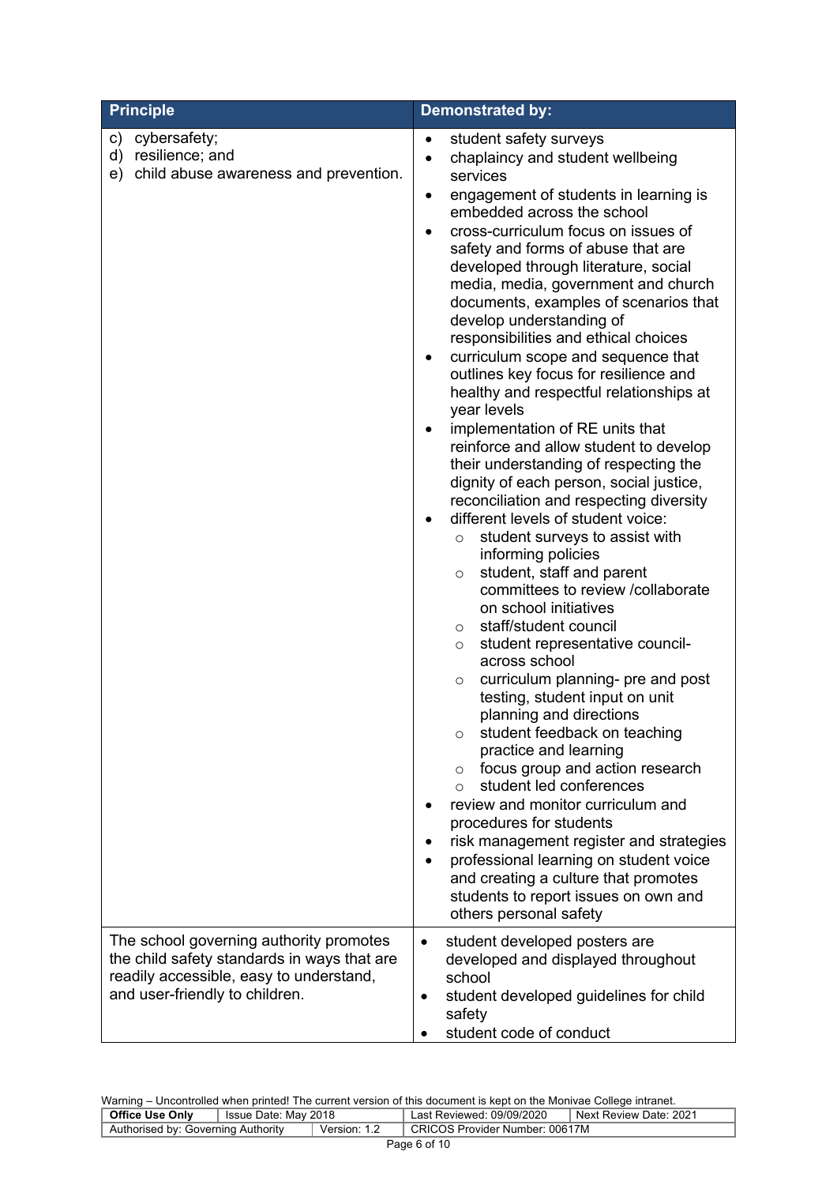| Principle | Demonstrated by: |
|---|---|
| c) cybersafety;<br>d) resilience; and<br>e) child abuse awareness and prevention. | • student safety surveys<br>• chaplaincy and student wellbeing services<br>• engagement of students in learning is embedded across the school<br>• cross-curriculum focus on issues of safety and forms of abuse that are developed through literature, social media, media, government and church documents, examples of scenarios that develop understanding of responsibilities and ethical choices<br>• curriculum scope and sequence that outlines key focus for resilience and healthy and respectful relationships at year levels<br>• implementation of RE units that reinforce and allow student to develop their understanding of respecting the dignity of each person, social justice, reconciliation and respecting diversity<br>• different levels of student voice:<br>  ○ student surveys to assist with informing policies<br>  ○ student, staff and parent committees to review /collaborate on school initiatives<br>  ○ staff/student council<br>  ○ student representative council- across school<br>  ○ curriculum planning- pre and post testing, student input on unit planning and directions<br>  ○ student feedback on teaching practice and learning<br>  ○ focus group and action research<br>  ○ student led conferences<br>• review and monitor curriculum and procedures for students<br>• risk management register and strategies<br>• professional learning on student voice and creating a culture that promotes students to report issues on own and others personal safety |
| The school governing authority promotes the child safety standards in ways that are readily accessible, easy to understand, and user-friendly to children. | • student developed posters are developed and displayed throughout school<br>• student developed guidelines for child safety<br>• student code of conduct |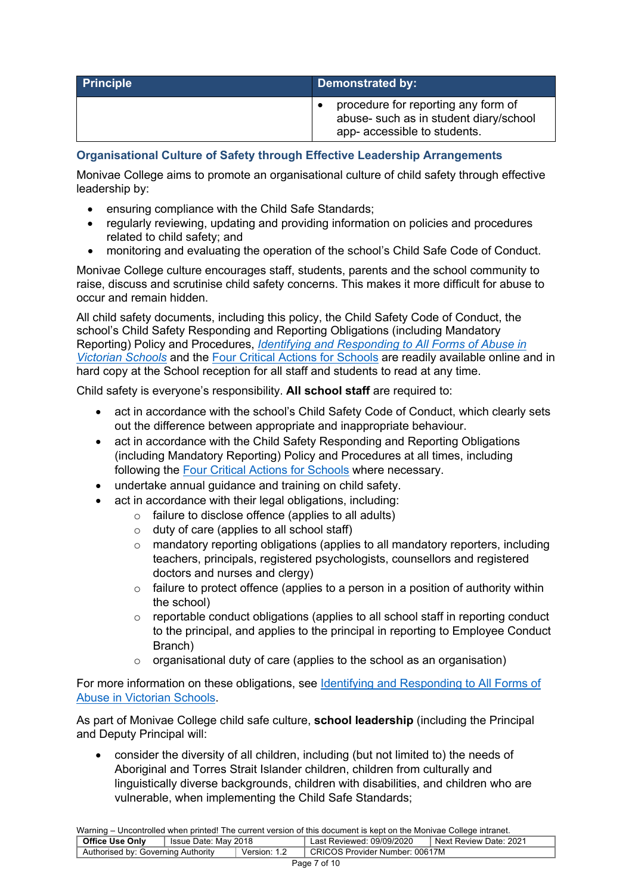| Principle | Demonstrated by: |
| --- | --- |
| | • procedure for reporting any form of abuse- such as in student diary/school app- accessible to students. |

### Organisational Culture of Safety through Effective Leadership Arrangements

Monivae College aims to promote an organisational culture of child safety through effective leadership by:

- ensuring compliance with the Child Safe Standards;
- regularly reviewing, updating and providing information on policies and procedures related to child safety; and
- monitoring and evaluating the operation of the school's Child Safe Code of Conduct.

Monivae College culture encourages staff, students, parents and the school community to raise, discuss and scrutinise child safety concerns. This makes it more difficult for abuse to occur and remain hidden.

All child safety documents, including this policy, the Child Safety Code of Conduct, the school's Child Safety Responding and Reporting Obligations (including Mandatory Reporting) Policy and Procedures, *Identifying and Responding to All Forms of Abuse in Victorian Schools* and the Four Critical Actions for Schools are readily available online and in hard copy at the School reception for all staff and students to read at any time.

Child safety is everyone's responsibility. **All school staff** are required to:

- act in accordance with the school's Child Safety Code of Conduct, which clearly sets out the difference between appropriate and inappropriate behaviour.
- act in accordance with the Child Safety Responding and Reporting Obligations (including Mandatory Reporting) Policy and Procedures at all times, including following the Four Critical Actions for Schools where necessary.
- undertake annual guidance and training on child safety.
- act in accordance with their legal obligations, including:
  - failure to disclose offence (applies to all adults)
  - duty of care (applies to all school staff)
  - mandatory reporting obligations (applies to all mandatory reporters, including teachers, principals, registered psychologists, counsellors and registered doctors and nurses and clergy)
  - failure to protect offence (applies to a person in a position of authority within the school)
  - reportable conduct obligations (applies to all school staff in reporting conduct to the principal, and applies to the principal in reporting to Employee Conduct Branch)
  - organisational duty of care (applies to the school as an organisation)

For more information on these obligations, see Identifying and Responding to All Forms of Abuse in Victorian Schools.

As part of Monivae College child safe culture, **school leadership** (including the Principal and Deputy Principal will:

- consider the diversity of all children, including (but not limited to) the needs of Aboriginal and Torres Strait Islander children, children from culturally and linguistically diverse backgrounds, children with disabilities, and children who are vulnerable, when implementing the Child Safe Standards;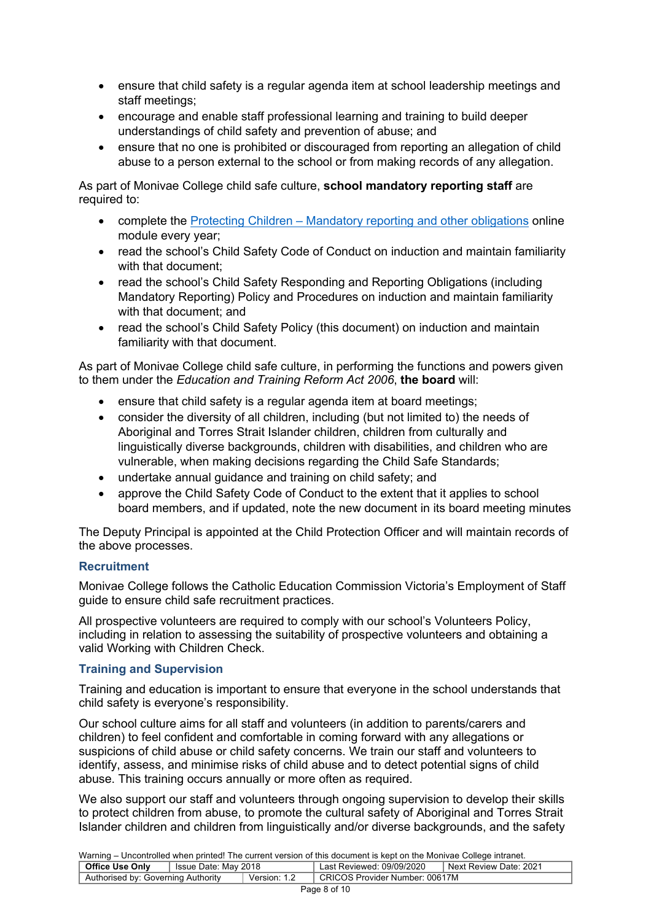- ensure that child safety is a regular agenda item at school leadership meetings and staff meetings;
- encourage and enable staff professional learning and training to build deeper understandings of child safety and prevention of abuse; and
- ensure that no one is prohibited or discouraged from reporting an allegation of child abuse to a person external to the school or from making records of any allegation.

As part of Monivae College child safe culture, **school mandatory reporting staff** are required to:

- complete the Protecting Children – Mandatory reporting and other obligations online module every year;
- read the school's Child Safety Code of Conduct on induction and maintain familiarity with that document;
- read the school's Child Safety Responding and Reporting Obligations (including Mandatory Reporting) Policy and Procedures on induction and maintain familiarity with that document; and
- read the school's Child Safety Policy (this document) on induction and maintain familiarity with that document.

As part of Monivae College child safe culture, in performing the functions and powers given to them under the *Education and Training Reform Act 2006*, **the board** will:

- ensure that child safety is a regular agenda item at board meetings;
- consider the diversity of all children, including (but not limited to) the needs of Aboriginal and Torres Strait Islander children, children from culturally and linguistically diverse backgrounds, children with disabilities, and children who are vulnerable, when making decisions regarding the Child Safe Standards;
- undertake annual guidance and training on child safety; and
- approve the Child Safety Code of Conduct to the extent that it applies to school board members, and if updated, note the new document in its board meeting minutes

The Deputy Principal is appointed at the Child Protection Officer and will maintain records of the above processes.

### Recruitment

Monivae College follows the Catholic Education Commission Victoria's Employment of Staff guide to ensure child safe recruitment practices.

All prospective volunteers are required to comply with our school's Volunteers Policy, including in relation to assessing the suitability of prospective volunteers and obtaining a valid Working with Children Check.

### Training and Supervision

Training and education is important to ensure that everyone in the school understands that child safety is everyone's responsibility.

Our school culture aims for all staff and volunteers (in addition to parents/carers and children) to feel confident and comfortable in coming forward with any allegations or suspicions of child abuse or child safety concerns. We train our staff and volunteers to identify, assess, and minimise risks of child abuse and to detect potential signs of child abuse. This training occurs annually or more often as required.

We also support our staff and volunteers through ongoing supervision to develop their skills to protect children from abuse, to promote the cultural safety of Aboriginal and Torres Strait Islander children and children from linguistically and/or diverse backgrounds, and the safety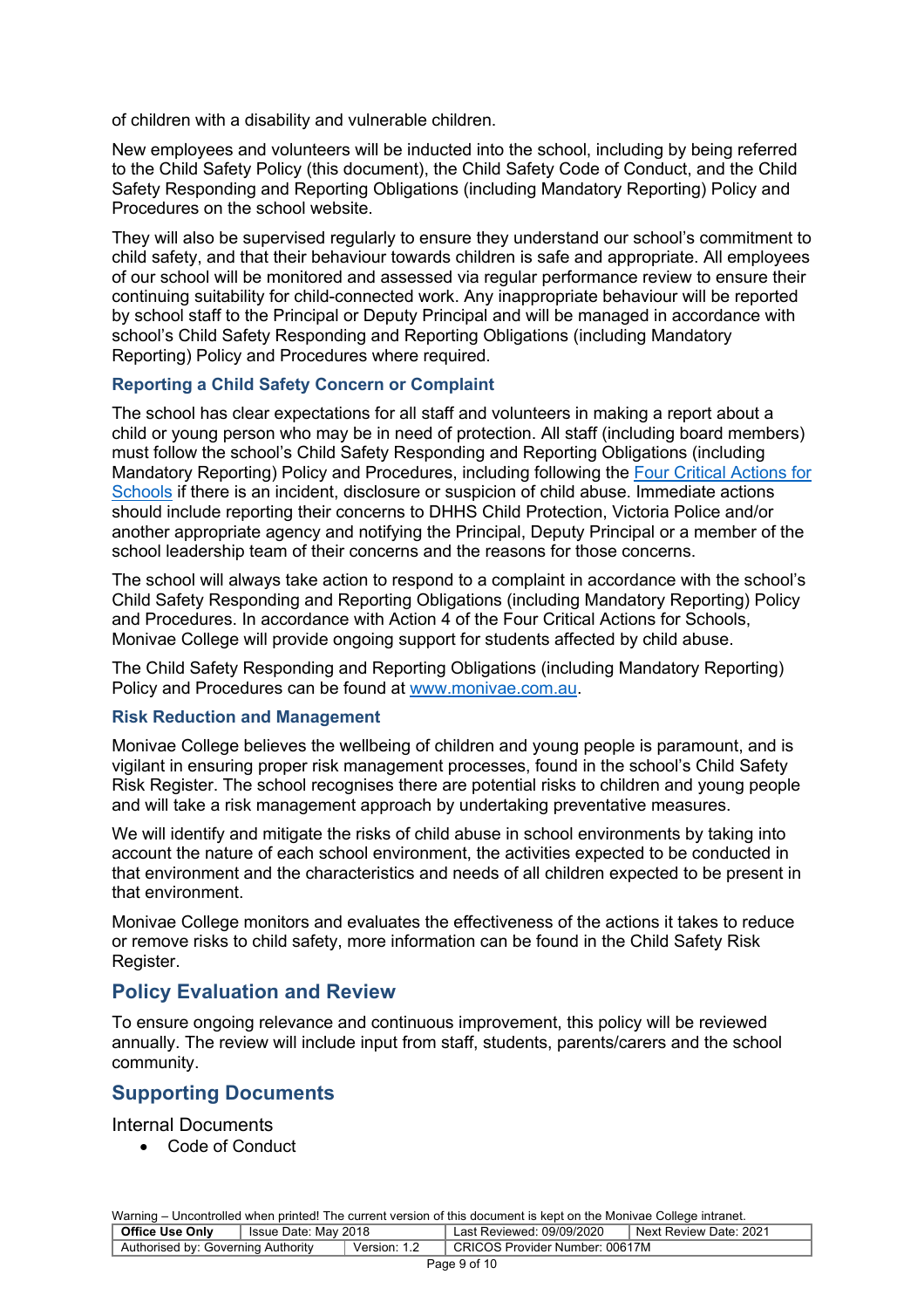of children with a disability and vulnerable children.

New employees and volunteers will be inducted into the school, including by being referred to the Child Safety Policy (this document), the Child Safety Code of Conduct, and the Child Safety Responding and Reporting Obligations (including Mandatory Reporting) Policy and Procedures on the school website.

They will also be supervised regularly to ensure they understand our school's commitment to child safety, and that their behaviour towards children is safe and appropriate. All employees of our school will be monitored and assessed via regular performance review to ensure their continuing suitability for child-connected work. Any inappropriate behaviour will be reported by school staff to the Principal or Deputy Principal and will be managed in accordance with school's Child Safety Responding and Reporting Obligations (including Mandatory Reporting) Policy and Procedures where required.

### Reporting a Child Safety Concern or Complaint

The school has clear expectations for all staff and volunteers in making a report about a child or young person who may be in need of protection. All staff (including board members) must follow the school's Child Safety Responding and Reporting Obligations (including Mandatory Reporting) Policy and Procedures, including following the [Four Critical Actions for Schools]() if there is an incident, disclosure or suspicion of child abuse. Immediate actions should include reporting their concerns to DHHS Child Protection, Victoria Police and/or another appropriate agency and notifying the Principal, Deputy Principal or a member of the school leadership team of their concerns and the reasons for those concerns.

The school will always take action to respond to a complaint in accordance with the school's Child Safety Responding and Reporting Obligations (including Mandatory Reporting) Policy and Procedures. In accordance with Action 4 of the Four Critical Actions for Schools, Monivae College will provide ongoing support for students affected by child abuse.

The Child Safety Responding and Reporting Obligations (including Mandatory Reporting) Policy and Procedures can be found at [www.monivae.com.au](www.monivae.com.au).

### Risk Reduction and Management

Monivae College believes the wellbeing of children and young people is paramount, and is vigilant in ensuring proper risk management processes, found in the school's Child Safety Risk Register. The school recognises there are potential risks to children and young people and will take a risk management approach by undertaking preventative measures.

We will identify and mitigate the risks of child abuse in school environments by taking into account the nature of each school environment, the activities expected to be conducted in that environment and the characteristics and needs of all children expected to be present in that environment.

Monivae College monitors and evaluates the effectiveness of the actions it takes to reduce or remove risks to child safety, more information can be found in the Child Safety Risk Register.

## Policy Evaluation and Review

To ensure ongoing relevance and continuous improvement, this policy will be reviewed annually. The review will include input from staff, students, parents/carers and the school community.

## Supporting Documents

Internal Documents

- Code of Conduct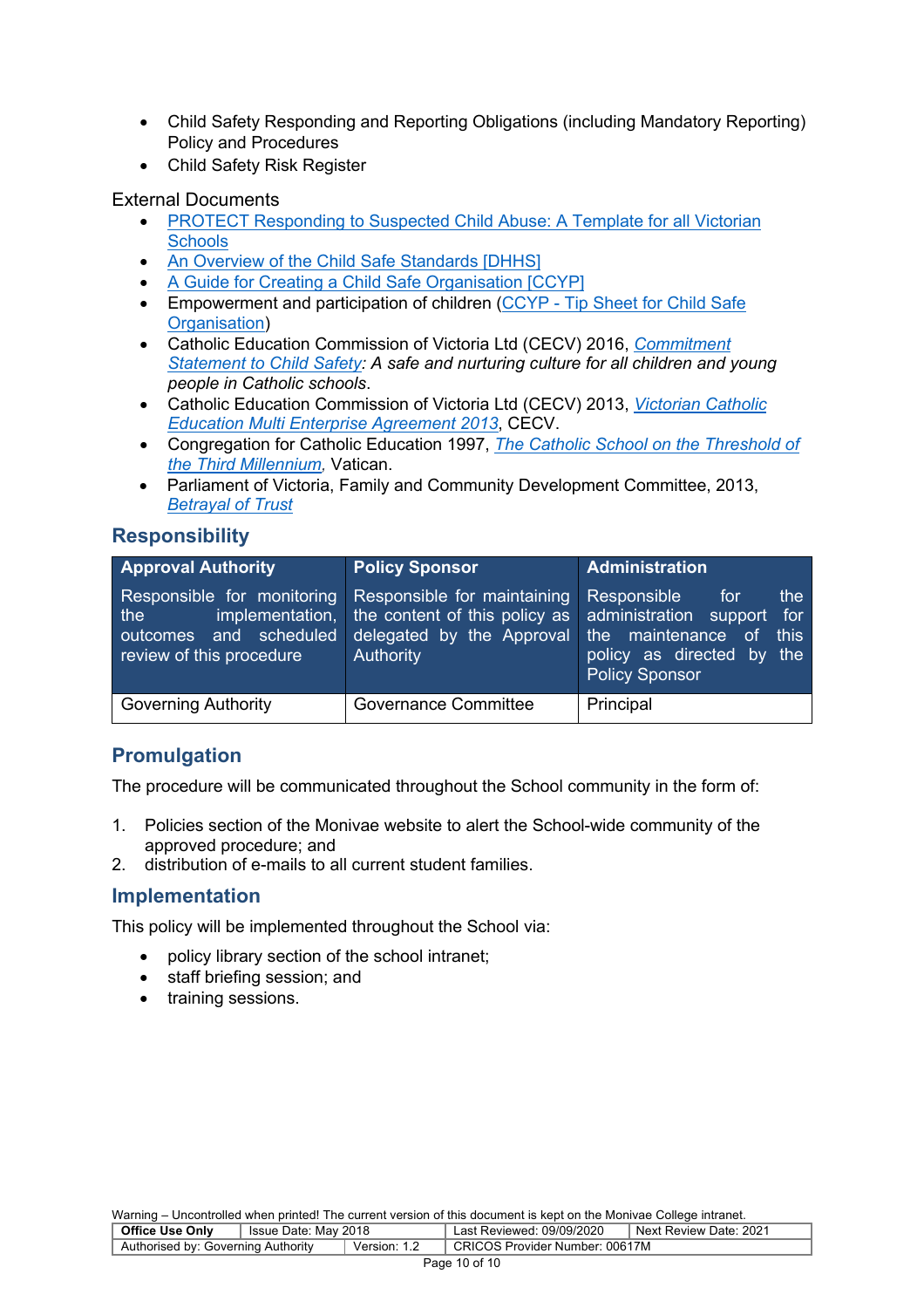- Child Safety Responding and Reporting Obligations (including Mandatory Reporting) Policy and Procedures
- Child Safety Risk Register

External Documents

- PROTECT Responding to Suspected Child Abuse: A Template for all Victorian Schools
- An Overview of the Child Safe Standards [DHHS]
- A Guide for Creating a Child Safe Organisation [CCYP]
- Empowerment and participation of children (CCYP - Tip Sheet for Child Safe Organisation)
- Catholic Education Commission of Victoria Ltd (CECV) 2016, *Commitment Statement to Child Safety: A safe and nurturing culture for all children and young people in Catholic schools*.
- Catholic Education Commission of Victoria Ltd (CECV) 2013, *Victorian Catholic Education Multi Enterprise Agreement 2013*, CECV.
- Congregation for Catholic Education 1997, *The Catholic School on the Threshold of the Third Millennium*, Vatican.
- Parliament of Victoria, Family and Community Development Committee, 2013, *Betrayal of Trust*

## Responsibility

| Approval Authority | Policy Sponsor | Administration |
|---|---|---|
| Responsible for monitoring the implementation, outcomes and scheduled review of this procedure | Responsible for maintaining the content of this policy as delegated by the Approval Authority | Responsible for the administration support for the maintenance of this policy as directed by the Policy Sponsor |
| Governing Authority | Governance Committee | Principal |

## Promulgation

The procedure will be communicated throughout the School community in the form of:

1. Policies section of the Monivae website to alert the School-wide community of the approved procedure; and
2. distribution of e-mails to all current student families.

## Implementation

This policy will be implemented throughout the School via:

- policy library section of the school intranet;
- staff briefing session; and
- training sessions.

Warning – Uncontrolled when printed! The current version of this document is kept on the Monivae College intranet.

| | | | |
|---|---|---|---|
| **Office Use Only** | Issue Date: May 2018 | Last Reviewed: 09/09/2020 | Next Review Date: 2021 |
| Authorised by: Governing Authority | Version: 1.2 | CRICOS Provider Number: 00617M | |